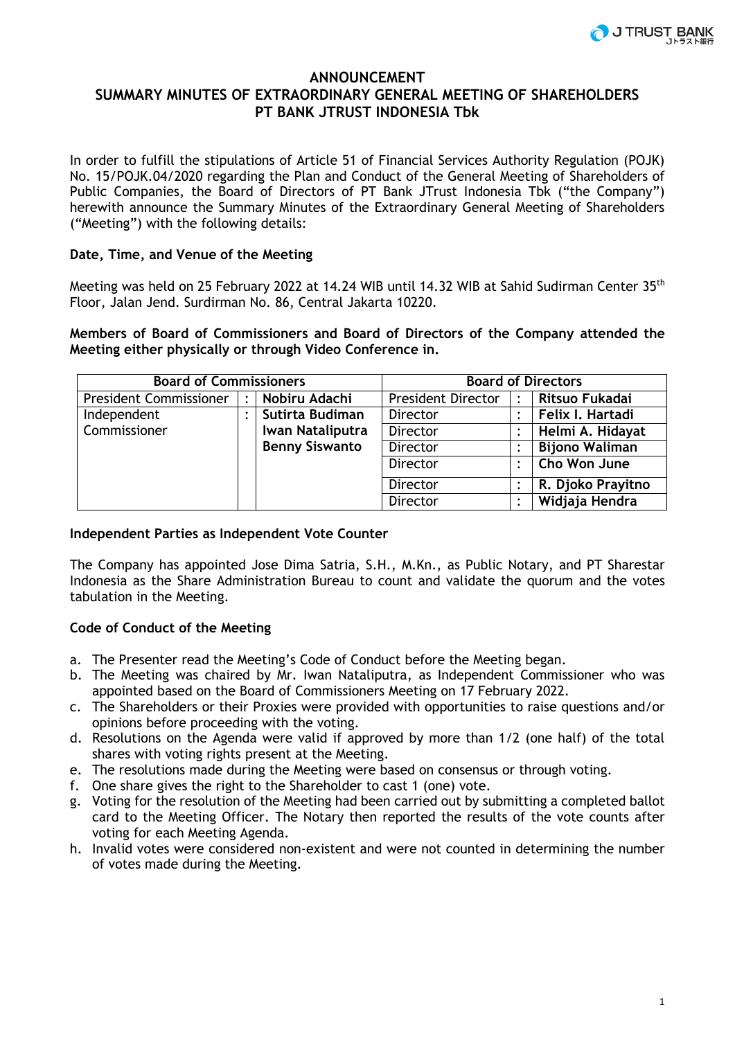# ANNOUNCEMENT
# SUMMARY MINUTES OF EXTRAORDINARY GENERAL MEETING OF SHAREHOLDERS
# PT BANK JTRUST INDONESIA Tbk

In order to fulfill the stipulations of Article 51 of Financial Services Authority Regulation (POJK) No. 15/POJK.04/2020 regarding the Plan and Conduct of the General Meeting of Shareholders of Public Companies, the Board of Directors of PT Bank JTrust Indonesia Tbk ("the Company") herewith announce the Summary Minutes of the Extraordinary General Meeting of Shareholders ("Meeting") with the following details:

**Date, Time, and Venue of the Meeting**

Meeting was held on 25 February 2022 at 14.24 WIB until 14.32 WIB at Sahid Sudirman Center 35th Floor, Jalan Jend. Surdirman No. 86, Central Jakarta 10220.

**Members of Board of Commissioners and Board of Directors of the Company attended the Meeting either physically or through Video Conference in.**

| Board of Commissioners | | | Board of Directors | | |
|---|---|---|---|---|---|
| President Commissioner | : | **Nobiru Adachi** | President Director | : | **Ritsuo Fukadai** |
| Independent Commissioner | : | **Sutirta Budiman** | Director | : | **Felix I. Hartadi** |
| | | **Iwan Nataliputra** | Director | : | **Helmi A. Hidayat** |
| | | **Benny Siswanto** | Director | : | **Bijono Waliman** |
| | | | Director | : | **Cho Won June** |
| | | | Director | : | **R. Djoko Prayitno** |
| | | | Director | : | **Widjaja Hendra** |

**Independent Parties as Independent Vote Counter**

The Company has appointed Jose Dima Satria, S.H., M.Kn., as Public Notary, and PT Sharestar Indonesia as the Share Administration Bureau to count and validate the quorum and the votes tabulation in the Meeting.

**Code of Conduct of the Meeting**

a. The Presenter read the Meeting's Code of Conduct before the Meeting began.
b. The Meeting was chaired by Mr. Iwan Nataliputra, as Independent Commissioner who was appointed based on the Board of Commissioners Meeting on 17 February 2022.
c. The Shareholders or their Proxies were provided with opportunities to raise questions and/or opinions before proceeding with the voting.
d. Resolutions on the Agenda were valid if approved by more than 1/2 (one half) of the total shares with voting rights present at the Meeting.
e. The resolutions made during the Meeting were based on consensus or through voting.
f. One share gives the right to the Shareholder to cast 1 (one) vote.
g. Voting for the resolution of the Meeting had been carried out by submitting a completed ballot card to the Meeting Officer. The Notary then reported the results of the vote counts after voting for each Meeting Agenda.
h. Invalid votes were considered non-existent and were not counted in determining the number of votes made during the Meeting.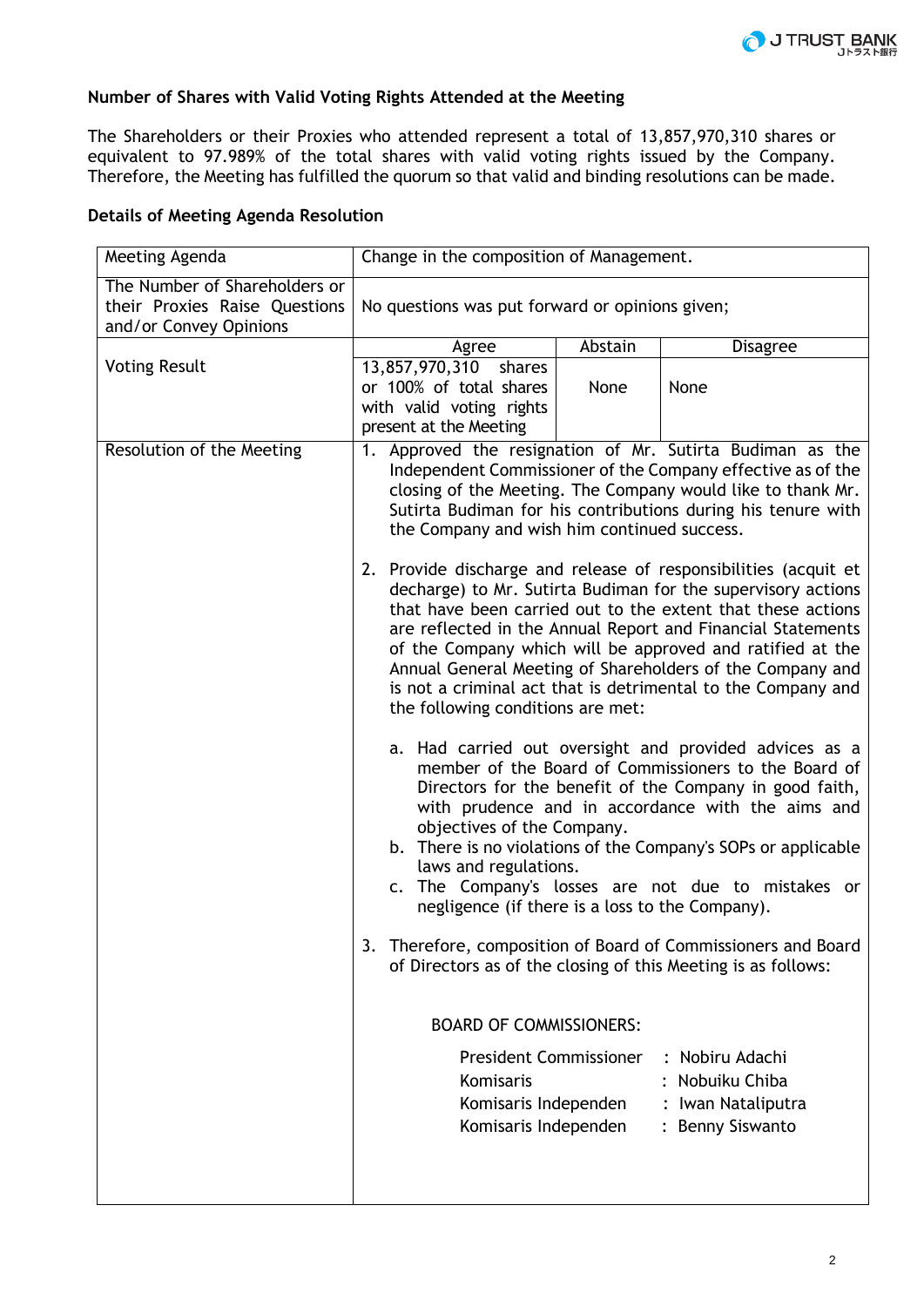**Number of Shares with Valid Voting Rights Attended at the Meeting**

The Shareholders or their Proxies who attended represent a total of 13,857,970,310 shares or equivalent to 97.989% of the total shares with valid voting rights issued by the Company. Therefore, the Meeting has fulfilled the quorum so that valid and binding resolutions can be made.

**Details of Meeting Agenda Resolution**

| | | | |
|---|---|---|---|
| Meeting Agenda | Change in the composition of Management. | | |
| The Number of Shareholders or their Proxies Raise Questions and/or Convey Opinions | No questions was put forward or opinions given; | | |
| Voting Result | Agree | Abstain | Disagree |
| | 13,857,970,310 shares or 100% of total shares with valid voting rights present at the Meeting | None | None |
| Resolution of the Meeting | 1. Approved the resignation of Mr. Sutirta Budiman as the Independent Commissioner of the Company effective as of the closing of the Meeting. The Company would like to thank Mr. Sutirta Budiman for his contributions during his tenure with the Company and wish him continued success.<br><br>2. Provide discharge and release of responsibilities (acquit et decharge) to Mr. Sutirta Budiman for the supervisory actions that have been carried out to the extent that these actions are reflected in the Annual Report and Financial Statements of the Company which will be approved and ratified at the Annual General Meeting of Shareholders of the Company and is not a criminal act that is detrimental to the Company and the following conditions are met:<br><br>a. Had carried out oversight and provided advices as a member of the Board of Commissioners to the Board of Directors for the benefit of the Company in good faith, with prudence and in accordance with the aims and objectives of the Company.<br>b. There is no violations of the Company's SOPs or applicable laws and regulations.<br>c. The Company's losses are not due to mistakes or negligence (if there is a loss to the Company).<br><br>3. Therefore, composition of Board of Commissioners and Board of Directors as of the closing of this Meeting is as follows:<br><br>BOARD OF COMMISSIONERS:<br><br>President Commissioner : Nobiru Adachi<br>Komisaris : Nobuiku Chiba<br>Komisaris Independen : Iwan Nataliputra<br>Komisaris Independen : Benny Siswanto | | |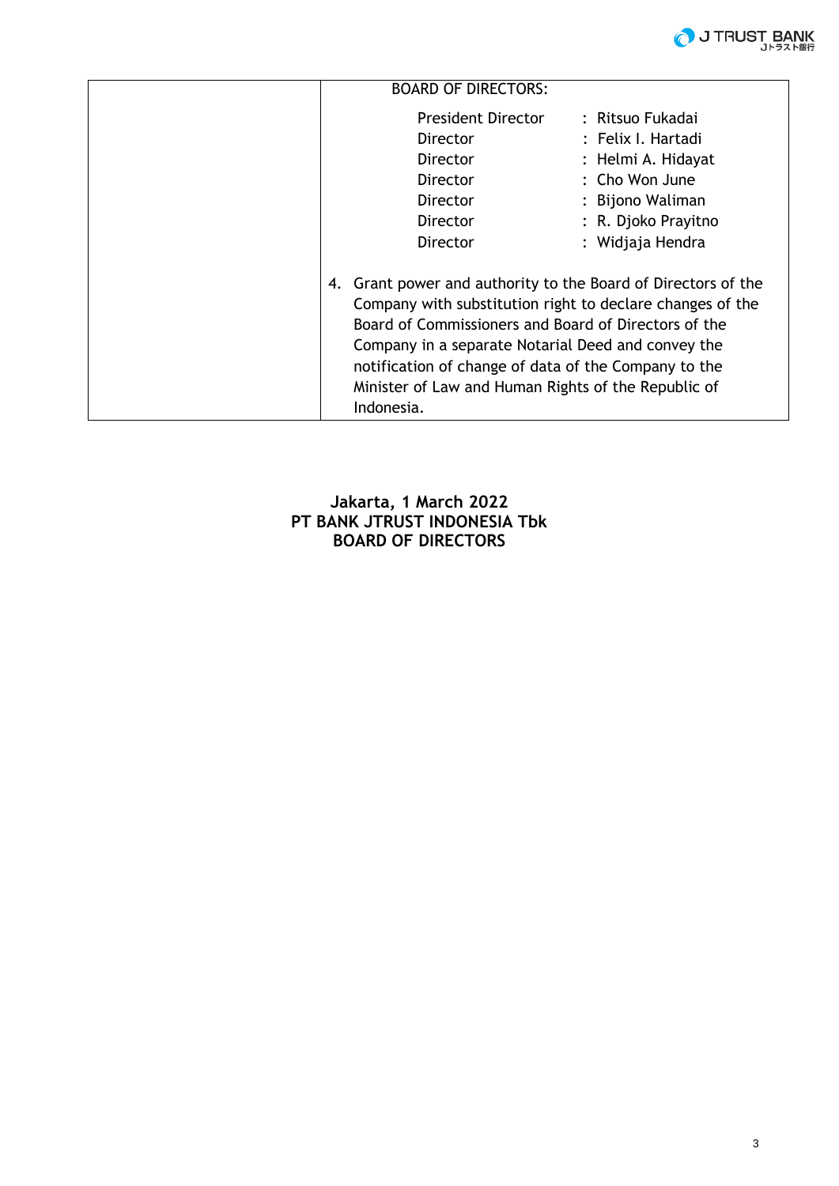| | |
|---|---|
| | BOARD OF DIRECTORS:<br><br>President Director : Ritsuo Fukadai<br>Director : Felix I. Hartadi<br>Director : Helmi A. Hidayat<br>Director : Cho Won June<br>Director : Bijono Waliman<br>Director : R. Djoko Prayitno<br>Director : Widjaja Hendra<br><br>4. Grant power and authority to the Board of Directors of the Company with substitution right to declare changes of the Board of Commissioners and Board of Directors of the Company in a separate Notarial Deed and convey the notification of change of data of the Company to the Minister of Law and Human Rights of the Republic of Indonesia. |

**Jakarta, 1 March 2022**
**PT BANK JTRUST INDONESIA Tbk**
**BOARD OF DIRECTORS**